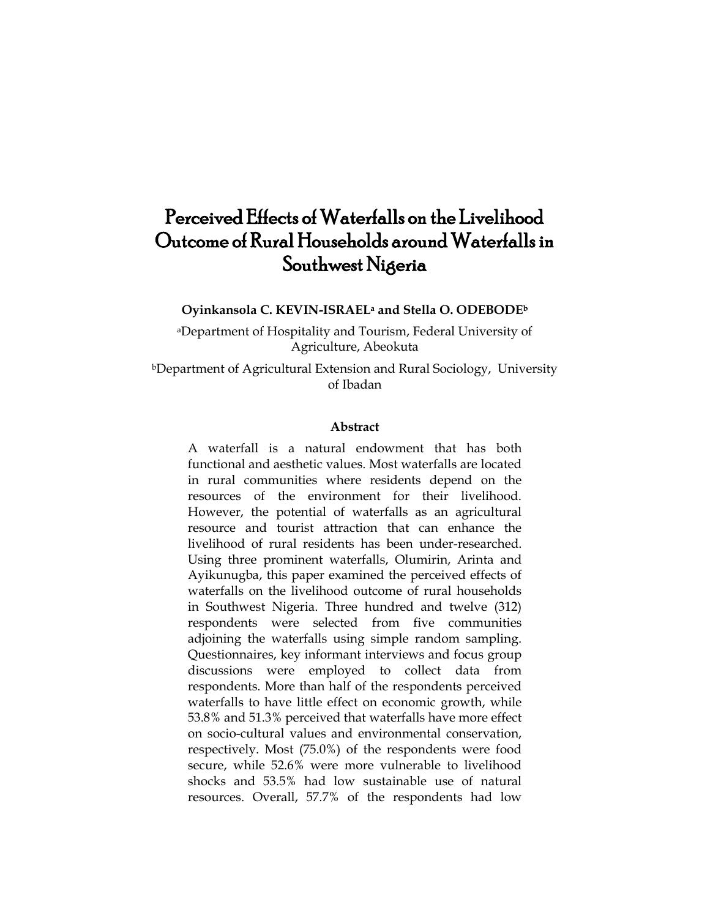# Perceived Effects of Waterfalls on the Livelihood Outcome of Rural Households around Waterfalls in Southwest Nigeria

**Oyinkansola C. KEVIN-ISRAEL[a] and Stella O. ODEBODE[b]**

[a]Department of Hospitality and Tourism, Federal University of Agriculture, Abeokuta

[b]Department of Agricultural Extension and Rural Sociology, University of Ibadan

### Abstract

A waterfall is a natural endowment that has both functional and aesthetic values. Most waterfalls are located in rural communities where residents depend on the resources of the environment for their livelihood. However, the potential of waterfalls as an agricultural resource and tourist attraction that can enhance the livelihood of rural residents has been under-researched. Using three prominent waterfalls, Olumirin, Arinta and Ayikunugba, this paper examined the perceived effects of waterfalls on the livelihood outcome of rural households in Southwest Nigeria. Three hundred and twelve (312) respondents were selected from five communities adjoining the waterfalls using simple random sampling. Questionnaires, key informant interviews and focus group discussions were employed to collect data from respondents. More than half of the respondents perceived waterfalls to have little effect on economic growth, while 53.8% and 51.3% perceived that waterfalls have more effect on socio-cultural values and environmental conservation, respectively. Most (75.0%) of the respondents were food secure, while 52.6% were more vulnerable to livelihood shocks and 53.5% had low sustainable use of natural resources. Overall, 57.7% of the respondents had low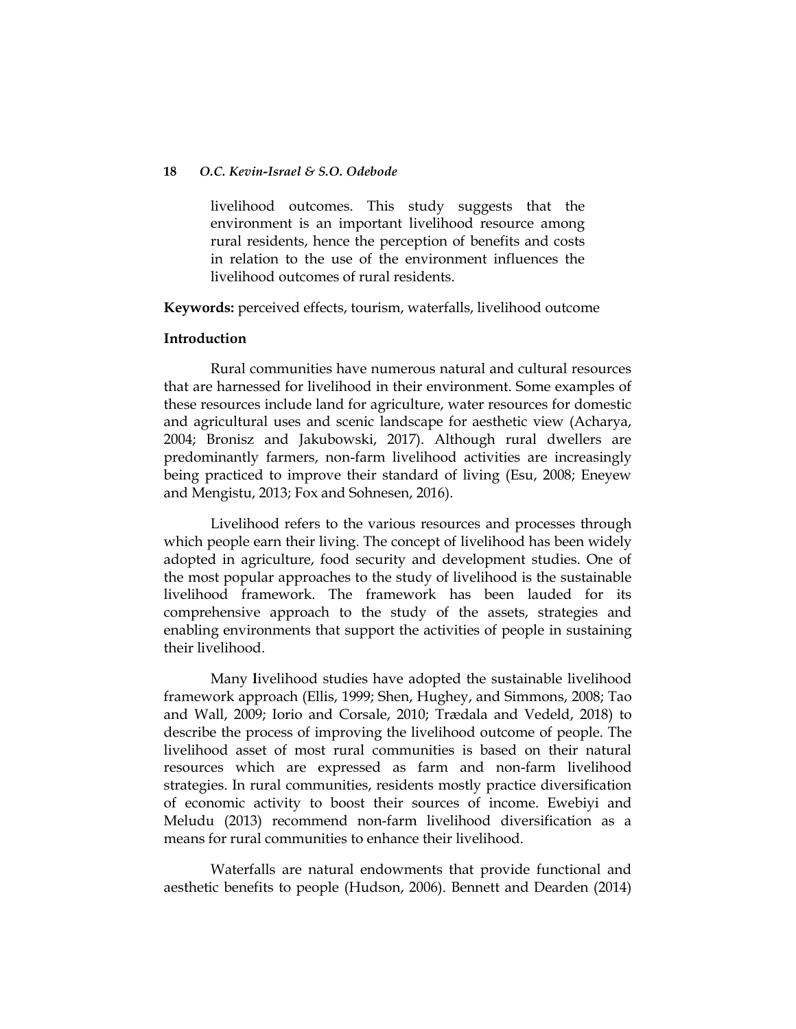livelihood outcomes. This study suggests that the environment is an important livelihood resource among rural residents, hence the perception of benefits and costs in relation to the use of the environment influences the livelihood outcomes of rural residents.

**Keywords:** perceived effects, tourism, waterfalls, livelihood outcome

## Introduction

Rural communities have numerous natural and cultural resources that are harnessed for livelihood in their environment. Some examples of these resources include land for agriculture, water resources for domestic and agricultural uses and scenic landscape for aesthetic view (Acharya, 2004; Bronisz and Jakubowski, 2017). Although rural dwellers are predominantly farmers, non-farm livelihood activities are increasingly being practiced to improve their standard of living (Esu, 2008; Eneyew and Mengistu, 2013; Fox and Sohnesen, 2016).

Livelihood refers to the various resources and processes through which people earn their living. The concept of livelihood has been widely adopted in agriculture, food security and development studies. One of the most popular approaches to the study of livelihood is the sustainable livelihood framework. The framework has been lauded for its comprehensive approach to the study of the assets, strategies and enabling environments that support the activities of people in sustaining their livelihood.

Many livelihood studies have adopted the sustainable livelihood framework approach (Ellis, 1999; Shen, Hughey, and Simmons, 2008; Tao and Wall, 2009; Iorio and Corsale, 2010; Trædala and Vedeld, 2018) to describe the process of improving the livelihood outcome of people. The livelihood asset of most rural communities is based on their natural resources which are expressed as farm and non-farm livelihood strategies. In rural communities, residents mostly practice diversification of economic activity to boost their sources of income. Ewebiyi and Meludu (2013) recommend non-farm livelihood diversification as a means for rural communities to enhance their livelihood.

Waterfalls are natural endowments that provide functional and aesthetic benefits to people (Hudson, 2006). Bennett and Dearden (2014)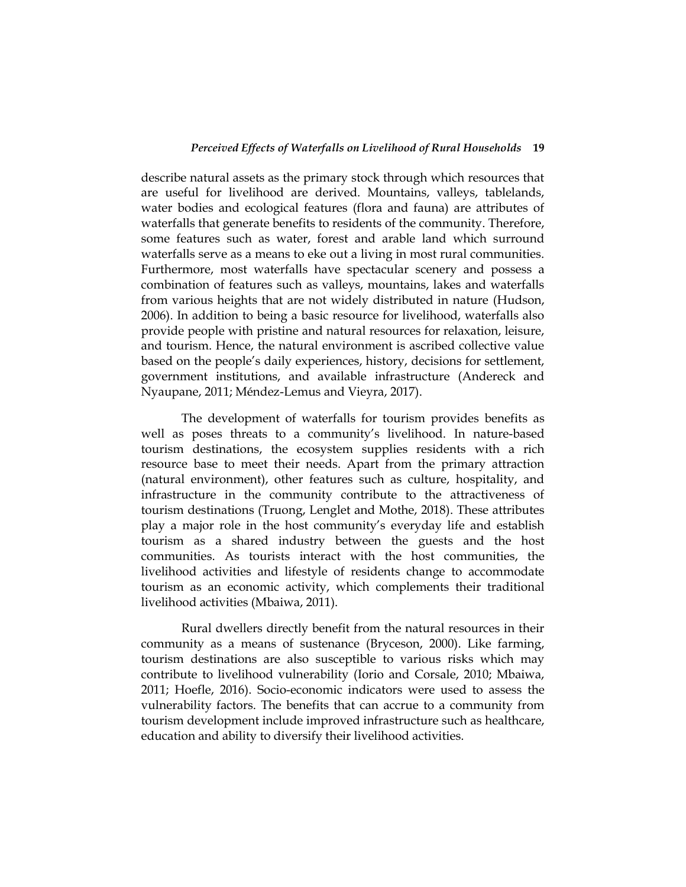describe natural assets as the primary stock through which resources that are useful for livelihood are derived. Mountains, valleys, tablelands, water bodies and ecological features (flora and fauna) are attributes of waterfalls that generate benefits to residents of the community. Therefore, some features such as water, forest and arable land which surround waterfalls serve as a means to eke out a living in most rural communities. Furthermore, most waterfalls have spectacular scenery and possess a combination of features such as valleys, mountains, lakes and waterfalls from various heights that are not widely distributed in nature (Hudson, 2006). In addition to being a basic resource for livelihood, waterfalls also provide people with pristine and natural resources for relaxation, leisure, and tourism. Hence, the natural environment is ascribed collective value based on the people's daily experiences, history, decisions for settlement, government institutions, and available infrastructure (Andereck and Nyaupane, 2011; Méndez-Lemus and Vieyra, 2017).

The development of waterfalls for tourism provides benefits as well as poses threats to a community's livelihood. In nature-based tourism destinations, the ecosystem supplies residents with a rich resource base to meet their needs. Apart from the primary attraction (natural environment), other features such as culture, hospitality, and infrastructure in the community contribute to the attractiveness of tourism destinations (Truong, Lenglet and Mothe, 2018). These attributes play a major role in the host community's everyday life and establish tourism as a shared industry between the guests and the host communities. As tourists interact with the host communities, the livelihood activities and lifestyle of residents change to accommodate tourism as an economic activity, which complements their traditional livelihood activities (Mbaiwa, 2011).

Rural dwellers directly benefit from the natural resources in their community as a means of sustenance (Bryceson, 2000). Like farming, tourism destinations are also susceptible to various risks which may contribute to livelihood vulnerability (Iorio and Corsale, 2010; Mbaiwa, 2011; Hoefle, 2016). Socio-economic indicators were used to assess the vulnerability factors. The benefits that can accrue to a community from tourism development include improved infrastructure such as healthcare, education and ability to diversify their livelihood activities.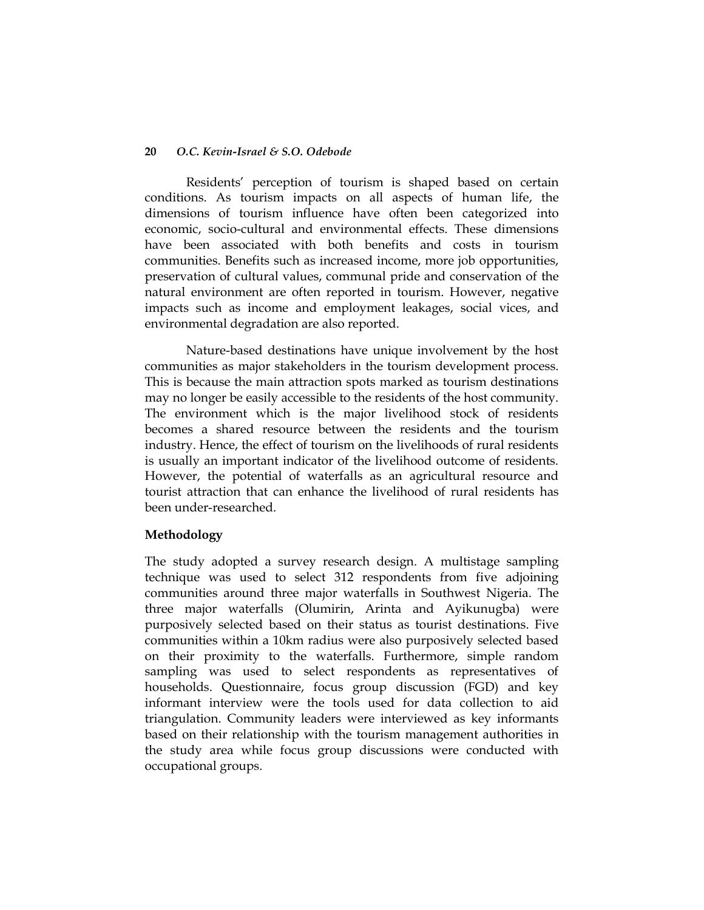Residents' perception of tourism is shaped based on certain conditions. As tourism impacts on all aspects of human life, the dimensions of tourism influence have often been categorized into economic, socio-cultural and environmental effects. These dimensions have been associated with both benefits and costs in tourism communities. Benefits such as increased income, more job opportunities, preservation of cultural values, communal pride and conservation of the natural environment are often reported in tourism. However, negative impacts such as income and employment leakages, social vices, and environmental degradation are also reported.

Nature-based destinations have unique involvement by the host communities as major stakeholders in the tourism development process. This is because the main attraction spots marked as tourism destinations may no longer be easily accessible to the residents of the host community. The environment which is the major livelihood stock of residents becomes a shared resource between the residents and the tourism industry. Hence, the effect of tourism on the livelihoods of rural residents is usually an important indicator of the livelihood outcome of residents. However, the potential of waterfalls as an agricultural resource and tourist attraction that can enhance the livelihood of rural residents has been under-researched.

## Methodology

The study adopted a survey research design. A multistage sampling technique was used to select 312 respondents from five adjoining communities around three major waterfalls in Southwest Nigeria. The three major waterfalls (Olumirin, Arinta and Ayikunugba) were purposively selected based on their status as tourist destinations. Five communities within a 10km radius were also purposively selected based on their proximity to the waterfalls. Furthermore, simple random sampling was used to select respondents as representatives of households. Questionnaire, focus group discussion (FGD) and key informant interview were the tools used for data collection to aid triangulation. Community leaders were interviewed as key informants based on their relationship with the tourism management authorities in the study area while focus group discussions were conducted with occupational groups.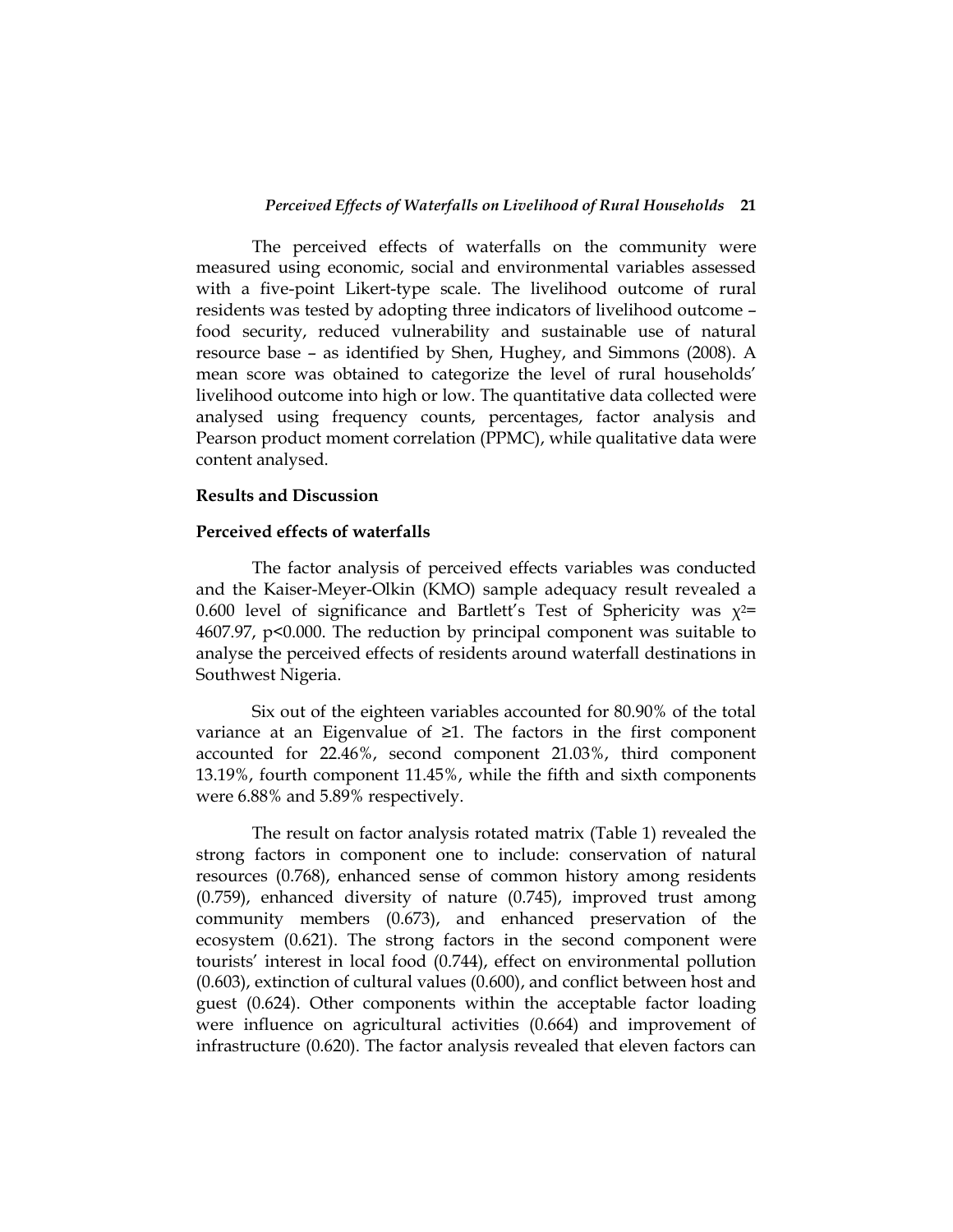The perceived effects of waterfalls on the community were measured using economic, social and environmental variables assessed with a five-point Likert-type scale. The livelihood outcome of rural residents was tested by adopting three indicators of livelihood outcome – food security, reduced vulnerability and sustainable use of natural resource base – as identified by Shen, Hughey, and Simmons (2008). A mean score was obtained to categorize the level of rural households' livelihood outcome into high or low. The quantitative data collected were analysed using frequency counts, percentages, factor analysis and Pearson product moment correlation (PPMC), while qualitative data were content analysed.

## Results and Discussion

### Perceived effects of waterfalls

The factor analysis of perceived effects variables was conducted and the Kaiser-Meyer-Olkin (KMO) sample adequacy result revealed a 0.600 level of significance and Bartlett's Test of Sphericity was $\chi^2 = 4607.97$, $p<0.000$. The reduction by principal component was suitable to analyse the perceived effects of residents around waterfall destinations in Southwest Nigeria.

Six out of the eighteen variables accounted for 80.90% of the total variance at an Eigenvalue of ≥1. The factors in the first component accounted for 22.46%, second component 21.03%, third component 13.19%, fourth component 11.45%, while the fifth and sixth components were 6.88% and 5.89% respectively.

The result on factor analysis rotated matrix (Table 1) revealed the strong factors in component one to include: conservation of natural resources (0.768), enhanced sense of common history among residents (0.759), enhanced diversity of nature (0.745), improved trust among community members (0.673), and enhanced preservation of the ecosystem (0.621). The strong factors in the second component were tourists' interest in local food (0.744), effect on environmental pollution (0.603), extinction of cultural values (0.600), and conflict between host and guest (0.624). Other components within the acceptable factor loading were influence on agricultural activities (0.664) and improvement of infrastructure (0.620). The factor analysis revealed that eleven factors can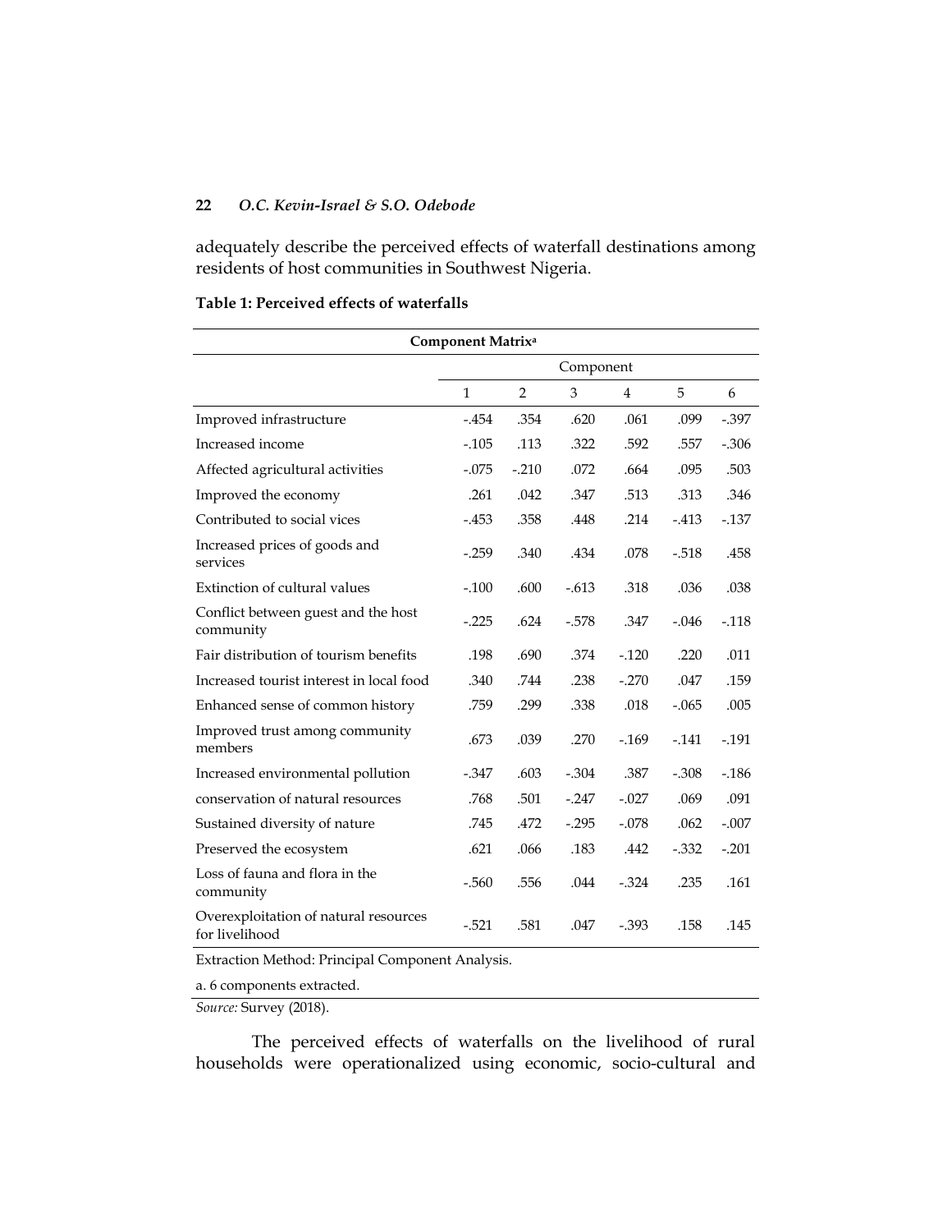adequately describe the perceived effects of waterfall destinations among residents of host communities in Southwest Nigeria.

**Table 1: Perceived effects of waterfalls**

| Component Matrix[a] | | | | | | |
|---|---|---|---|---|---|---|
| | Component | | | | | |
| | 1 | 2 | 3 | 4 | 5 | 6 |
| Improved infrastructure | -.454 | .354 | .620 | .061 | .099 | -.397 |
| Increased income | -.105 | .113 | .322 | .592 | .557 | -.306 |
| Affected agricultural activities | -.075 | -.210 | .072 | .664 | .095 | .503 |
| Improved the economy | .261 | .042 | .347 | .513 | .313 | .346 |
| Contributed to social vices | -.453 | .358 | .448 | .214 | -.413 | -.137 |
| Increased prices of goods and services | -.259 | .340 | .434 | .078 | -.518 | .458 |
| Extinction of cultural values | -.100 | .600 | -.613 | .318 | .036 | .038 |
| Conflict between guest and the host community | -.225 | .624 | -.578 | .347 | -.046 | -.118 |
| Fair distribution of tourism benefits | .198 | .690 | .374 | -.120 | .220 | .011 |
| Increased tourist interest in local food | .340 | .744 | .238 | -.270 | .047 | .159 |
| Enhanced sense of common history | .759 | .299 | .338 | .018 | -.065 | .005 |
| Improved trust among community members | .673 | .039 | .270 | -.169 | -.141 | -.191 |
| Increased environmental pollution | -.347 | .603 | -.304 | .387 | -.308 | -.186 |
| conservation of natural resources | .768 | .501 | -.247 | -.027 | .069 | .091 |
| Sustained diversity of nature | .745 | .472 | -.295 | -.078 | .062 | -.007 |
| Preserved the ecosystem | .621 | .066 | .183 | .442 | -.332 | -.201 |
| Loss of fauna and flora in the community | -.560 | .556 | .044 | -.324 | .235 | .161 |
| Overexploitation of natural resources for livelihood | -.521 | .581 | .047 | -.393 | .158 | .145 |

Extraction Method: Principal Component Analysis.

a. 6 components extracted.

*Source:* Survey (2018).

The perceived effects of waterfalls on the livelihood of rural households were operationalized using economic, socio-cultural and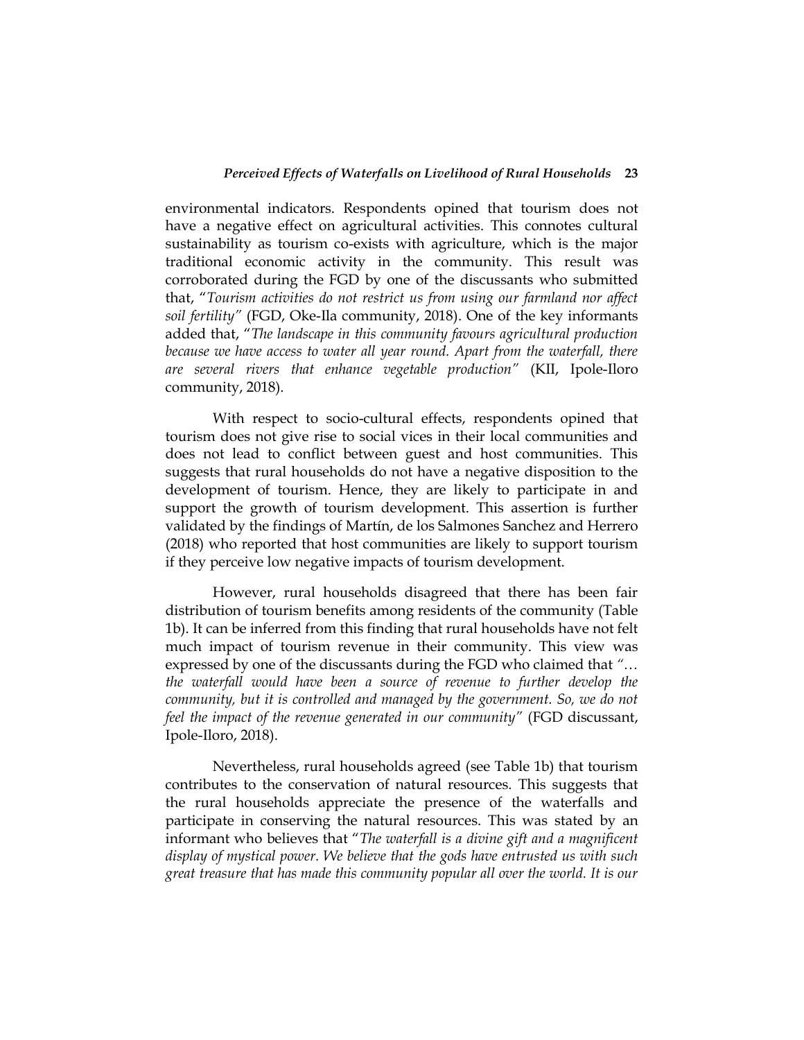environmental indicators. Respondents opined that tourism does not have a negative effect on agricultural activities. This connotes cultural sustainability as tourism co-exists with agriculture, which is the major traditional economic activity in the community. This result was corroborated during the FGD by one of the discussants who submitted that, "*Tourism activities do not restrict us from using our farmland nor affect soil fertility*" (FGD, Oke-Ila community, 2018). One of the key informants added that, "*The landscape in this community favours agricultural production because we have access to water all year round. Apart from the waterfall, there are several rivers that enhance vegetable production*" (KII, Ipole-Iloro community, 2018).

With respect to socio-cultural effects, respondents opined that tourism does not give rise to social vices in their local communities and does not lead to conflict between guest and host communities. This suggests that rural households do not have a negative disposition to the development of tourism. Hence, they are likely to participate in and support the growth of tourism development. This assertion is further validated by the findings of Martín, de los Salmones Sanchez and Herrero (2018) who reported that host communities are likely to support tourism if they perceive low negative impacts of tourism development.

However, rural households disagreed that there has been fair distribution of tourism benefits among residents of the community (Table 1b). It can be inferred from this finding that rural households have not felt much impact of tourism revenue in their community. This view was expressed by one of the discussants during the FGD who claimed that "*… the waterfall would have been a source of revenue to further develop the community, but it is controlled and managed by the government. So, we do not feel the impact of the revenue generated in our community*" (FGD discussant, Ipole-Iloro, 2018).

Nevertheless, rural households agreed (see Table 1b) that tourism contributes to the conservation of natural resources. This suggests that the rural households appreciate the presence of the waterfalls and participate in conserving the natural resources. This was stated by an informant who believes that "*The waterfall is a divine gift and a magnificent display of mystical power. We believe that the gods have entrusted us with such great treasure that has made this community popular all over the world. It is our*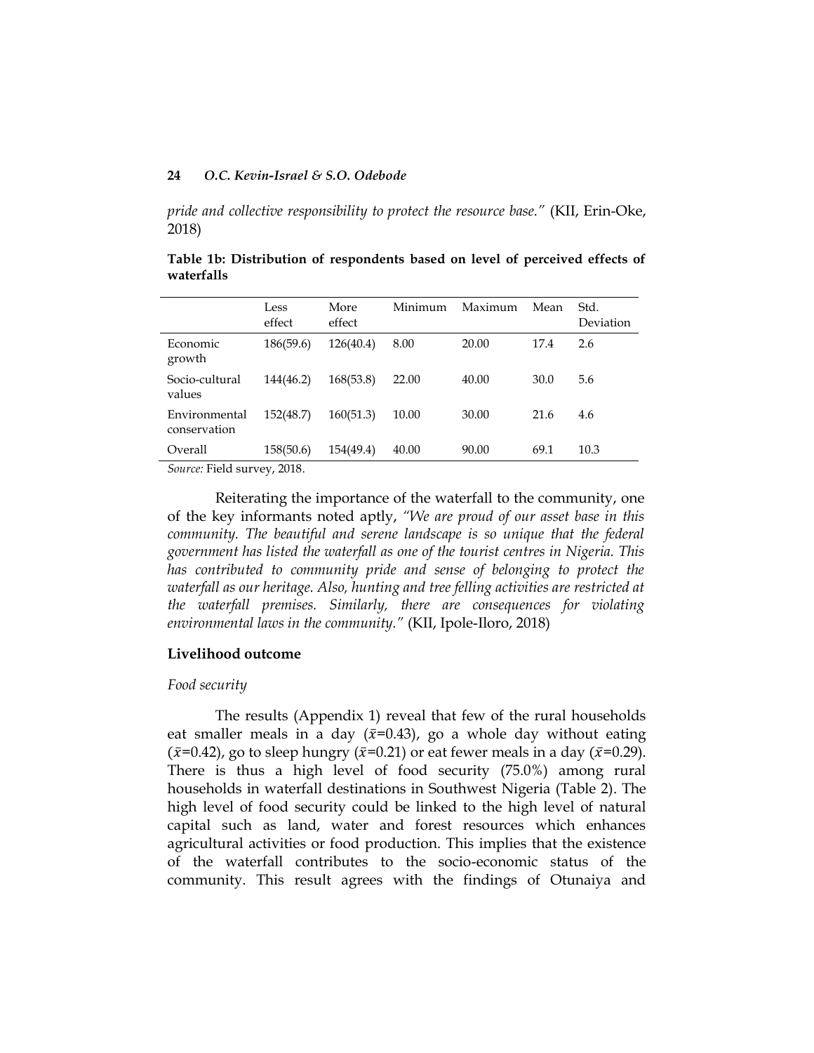*pride and collective responsibility to protect the resource base."* (KII, Erin-Oke, 2018)

**Table 1b: Distribution of respondents based on level of perceived effects of waterfalls**

| | Less effect | More effect | Minimum | Maximum | Mean | Std. Deviation |
|---|---|---|---|---|---|---|
| Economic growth | 186(59.6) | 126(40.4) | 8.00 | 20.00 | 17.4 | 2.6 |
| Socio-cultural values | 144(46.2) | 168(53.8) | 22.00 | 40.00 | 30.0 | 5.6 |
| Environmental conservation | 152(48.7) | 160(51.3) | 10.00 | 30.00 | 21.6 | 4.6 |
| Overall | 158(50.6) | 154(49.4) | 40.00 | 90.00 | 69.1 | 10.3 |

*Source:* Field survey, 2018.

Reiterating the importance of the waterfall to the community, one of the key informants noted aptly, *"We are proud of our asset base in this community. The beautiful and serene landscape is so unique that the federal government has listed the waterfall as one of the tourist centres in Nigeria. This has contributed to community pride and sense of belonging to protect the waterfall as our heritage. Also, hunting and tree felling activities are restricted at the waterfall premises. Similarly, there are consequences for violating environmental laws in the community."* (KII, Ipole-Iloro, 2018)

## Livelihood outcome

### *Food security*

The results (Appendix 1) reveal that few of the rural households eat smaller meals in a day ($\bar{x}$=0.43), go a whole day without eating ($\bar{x}$=0.42), go to sleep hungry ($\bar{x}$=0.21) or eat fewer meals in a day ($\bar{x}$=0.29). There is thus a high level of food security (75.0%) among rural households in waterfall destinations in Southwest Nigeria (Table 2). The high level of food security could be linked to the high level of natural capital such as land, water and forest resources which enhances agricultural activities or food production. This implies that the existence of the waterfall contributes to the socio-economic status of the community. This result agrees with the findings of Otunaiya and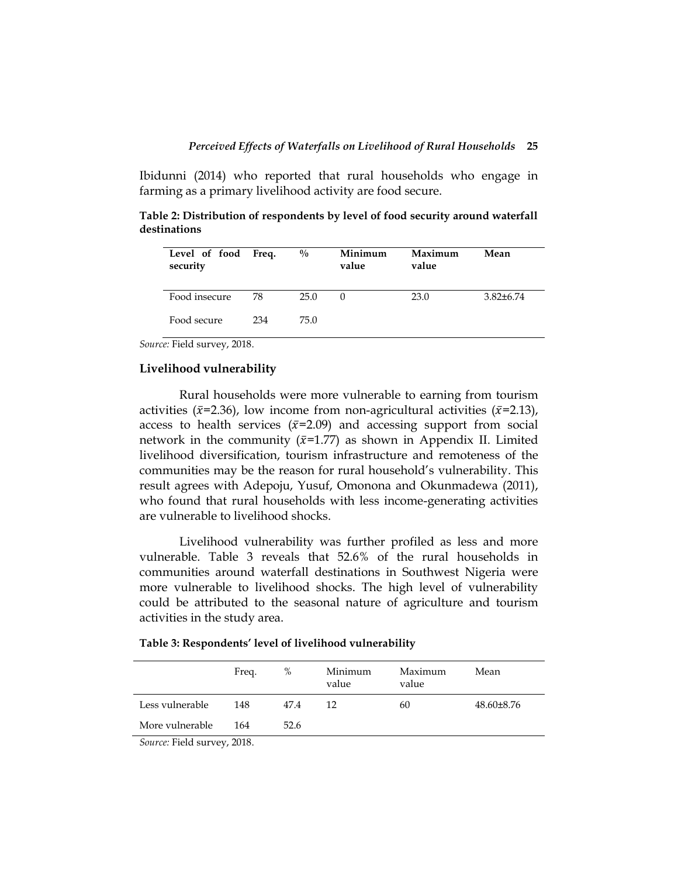Ibidunni (2014) who reported that rural households who engage in farming as a primary livelihood activity are food secure.

**Table 2: Distribution of respondents by level of food security around waterfall destinations**

| Level of food security | Freq. | % | Minimum value | Maximum value | Mean |
|---|---|---|---|---|---|
| Food insecure | 78 | 25.0 | 0 | 23.0 | 3.82±6.74 |
| Food secure | 234 | 75.0 | | | |

*Source:* Field survey, 2018.

### Livelihood vulnerability

Rural households were more vulnerable to earning from tourism activities ($\bar{x}$=2.36), low income from non-agricultural activities ($\bar{x}$=2.13), access to health services ($\bar{x}$=2.09) and accessing support from social network in the community ($\bar{x}$=1.77) as shown in Appendix II. Limited livelihood diversification, tourism infrastructure and remoteness of the communities may be the reason for rural household's vulnerability. This result agrees with Adepoju, Yusuf, Omonona and Okunmadewa (2011), who found that rural households with less income-generating activities are vulnerable to livelihood shocks.

Livelihood vulnerability was further profiled as less and more vulnerable. Table 3 reveals that 52.6% of the rural households in communities around waterfall destinations in Southwest Nigeria were more vulnerable to livelihood shocks. The high level of vulnerability could be attributed to the seasonal nature of agriculture and tourism activities in the study area.

**Table 3: Respondents' level of livelihood vulnerability**

| | Freq. | % | Minimum value | Maximum value | Mean |
|---|---|---|---|---|---|
| Less vulnerable | 148 | 47.4 | 12 | 60 | 48.60±8.76 |
| More vulnerable | 164 | 52.6 | | | |

*Source:* Field survey, 2018.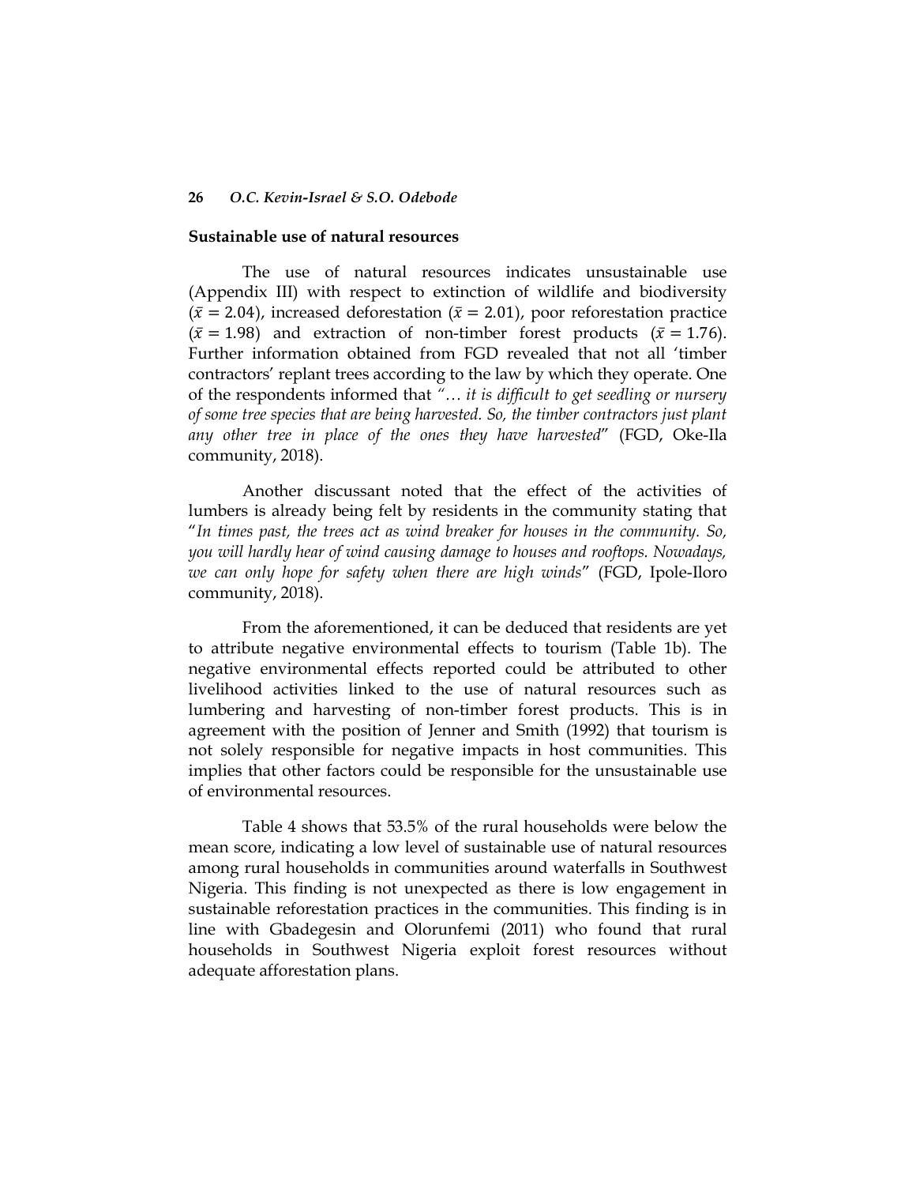**Sustainable use of natural resources**

The use of natural resources indicates unsustainable use (Appendix III) with respect to extinction of wildlife and biodiversity ($\bar{x} = 2.04$), increased deforestation ($\bar{x} = 2.01$), poor reforestation practice ($\bar{x} = 1.98$) and extraction of non-timber forest products ($\bar{x} = 1.76$). Further information obtained from FGD revealed that not all 'timber contractors' replant trees according to the law by which they operate. One of the respondents informed that *"… it is difficult to get seedling or nursery of some tree species that are being harvested. So, the timber contractors just plant any other tree in place of the ones they have harvested*" (FGD, Oke-Ila community, 2018).

Another discussant noted that the effect of the activities of lumbers is already being felt by residents in the community stating that "*In times past, the trees act as wind breaker for houses in the community. So, you will hardly hear of wind causing damage to houses and rooftops. Nowadays, we can only hope for safety when there are high winds*" (FGD, Ipole-Iloro community, 2018).

From the aforementioned, it can be deduced that residents are yet to attribute negative environmental effects to tourism (Table 1b). The negative environmental effects reported could be attributed to other livelihood activities linked to the use of natural resources such as lumbering and harvesting of non-timber forest products. This is in agreement with the position of Jenner and Smith (1992) that tourism is not solely responsible for negative impacts in host communities. This implies that other factors could be responsible for the unsustainable use of environmental resources.

Table 4 shows that 53.5% of the rural households were below the mean score, indicating a low level of sustainable use of natural resources among rural households in communities around waterfalls in Southwest Nigeria. This finding is not unexpected as there is low engagement in sustainable reforestation practices in the communities. This finding is in line with Gbadegesin and Olorunfemi (2011) who found that rural households in Southwest Nigeria exploit forest resources without adequate afforestation plans.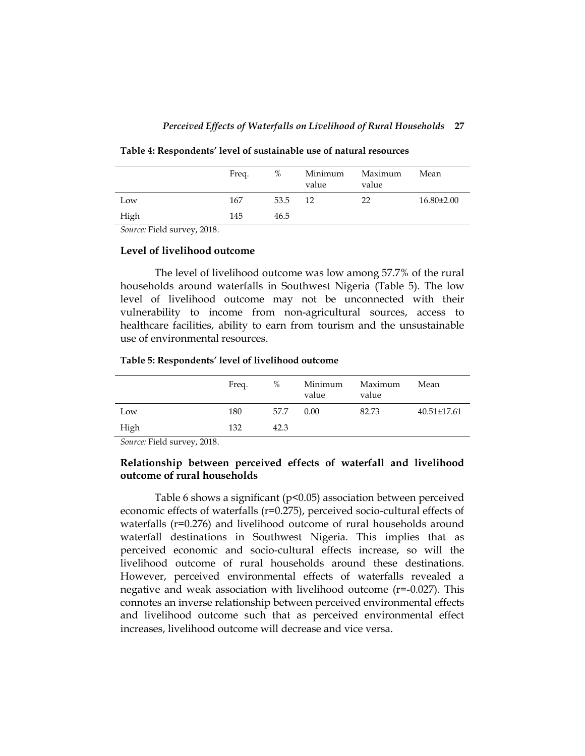**Table 4: Respondents' level of sustainable use of natural resources**

| | Freq. | % | Minimum value | Maximum value | Mean |
|---|---|---|---|---|---|
| Low | 167 | 53.5 | 12 | 22 | 16.80±2.00 |
| High | 145 | 46.5 | | | |

*Source:* Field survey, 2018.

### Level of livelihood outcome

The level of livelihood outcome was low among 57.7% of the rural households around waterfalls in Southwest Nigeria (Table 5). The low level of livelihood outcome may not be unconnected with their vulnerability to income from non-agricultural sources, access to healthcare facilities, ability to earn from tourism and the unsustainable use of environmental resources.

**Table 5: Respondents' level of livelihood outcome**

| | Freq. | % | Minimum value | Maximum value | Mean |
|---|---|---|---|---|---|
| Low | 180 | 57.7 | 0.00 | 82.73 | 40.51±17.61 |
| High | 132 | 42.3 | | | |

*Source:* Field survey, 2018.

### Relationship between perceived effects of waterfall and livelihood outcome of rural households

Table 6 shows a significant ($p<0.05$) association between perceived economic effects of waterfalls ($r=0.275$), perceived socio-cultural effects of waterfalls ($r=0.276$) and livelihood outcome of rural households around waterfall destinations in Southwest Nigeria. This implies that as perceived economic and socio-cultural effects increase, so will the livelihood outcome of rural households around these destinations. However, perceived environmental effects of waterfalls revealed a negative and weak association with livelihood outcome ($r=-0.027$). This connotes an inverse relationship between perceived environmental effects and livelihood outcome such that as perceived environmental effect increases, livelihood outcome will decrease and vice versa.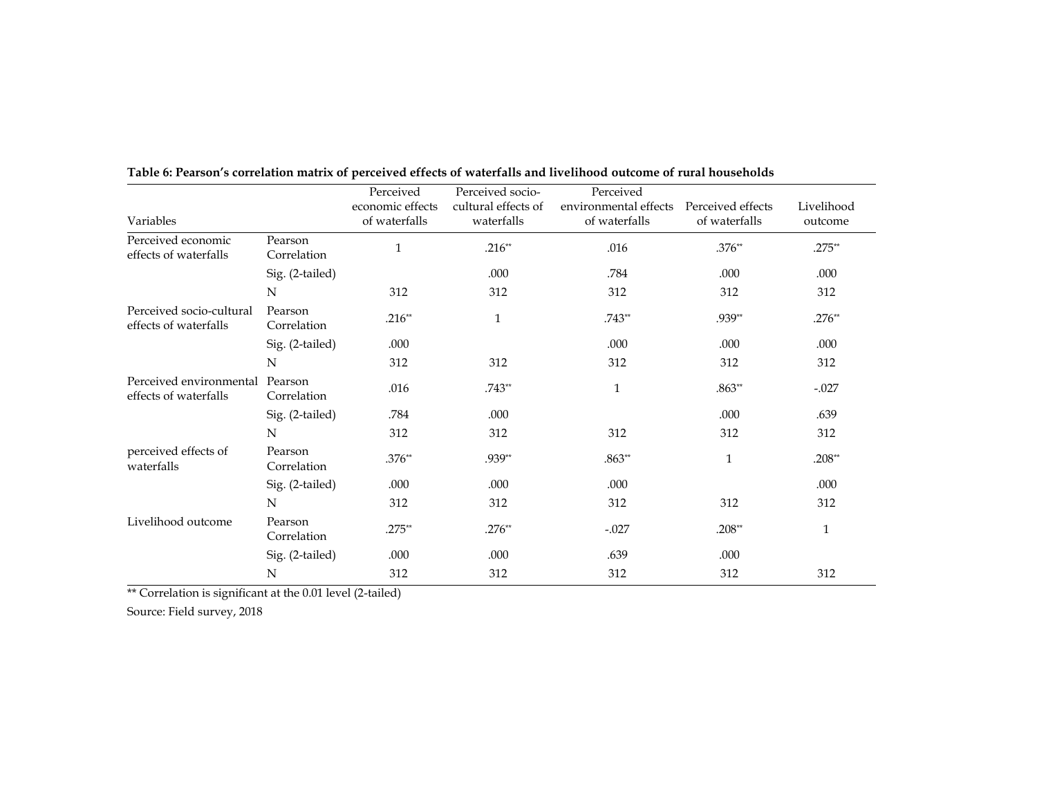**Table 6: Pearson's correlation matrix of perceived effects of waterfalls and livelihood outcome of rural households**

| Variables | | Perceived economic effects of waterfalls | Perceived socio-cultural effects of waterfalls | Perceived environmental effects of waterfalls | Perceived effects of waterfalls | Livelihood outcome |
|---|---|---|---|---|---|---|
| Perceived economic effects of waterfalls | Pearson Correlation | 1 | .216** | .016 | .376** | .275** |
| | Sig. (2-tailed) | | .000 | .784 | .000 | .000 |
| | N | 312 | 312 | 312 | 312 | 312 |
| Perceived socio-cultural effects of waterfalls | Pearson Correlation | .216** | 1 | .743** | .939** | .276** |
| | Sig. (2-tailed) | .000 | | .000 | .000 | .000 |
| | N | 312 | 312 | 312 | 312 | 312 |
| Perceived environmental effects of waterfalls | Pearson Correlation | .016 | .743** | 1 | .863** | -.027 |
| | Sig. (2-tailed) | .784 | .000 | | .000 | .639 |
| | N | 312 | 312 | 312 | 312 | 312 |
| perceived effects of waterfalls | Pearson Correlation | .376** | .939** | .863** | 1 | .208** |
| | Sig. (2-tailed) | .000 | .000 | .000 | | .000 |
| | N | 312 | 312 | 312 | 312 | 312 |
| Livelihood outcome | Pearson Correlation | .275** | .276** | -.027 | .208** | 1 |
| | Sig. (2-tailed) | .000 | .000 | .639 | .000 | |
| | N | 312 | 312 | 312 | 312 | 312 |

** Correlation is significant at the 0.01 level (2-tailed)

Source: Field survey, 2018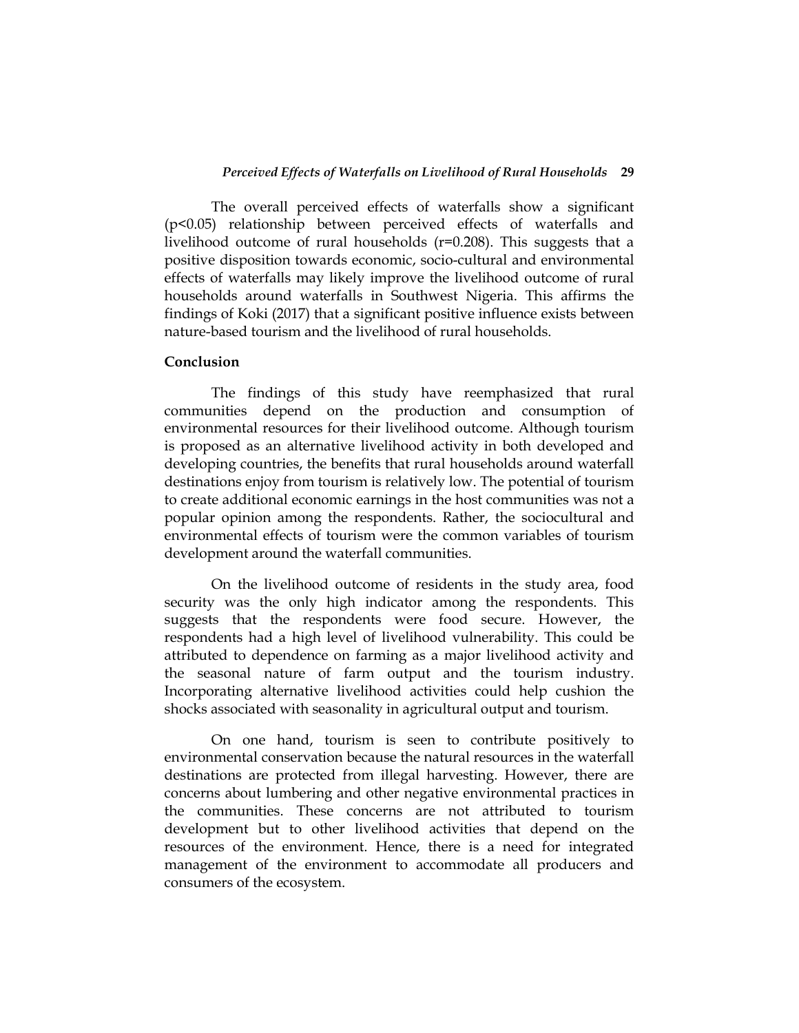The overall perceived effects of waterfalls show a significant ($p<0.05$) relationship between perceived effects of waterfalls and livelihood outcome of rural households ($r=0.208$). This suggests that a positive disposition towards economic, socio-cultural and environmental effects of waterfalls may likely improve the livelihood outcome of rural households around waterfalls in Southwest Nigeria. This affirms the findings of Koki (2017) that a significant positive influence exists between nature-based tourism and the livelihood of rural households.

## Conclusion

The findings of this study have reemphasized that rural communities depend on the production and consumption of environmental resources for their livelihood outcome. Although tourism is proposed as an alternative livelihood activity in both developed and developing countries, the benefits that rural households around waterfall destinations enjoy from tourism is relatively low. The potential of tourism to create additional economic earnings in the host communities was not a popular opinion among the respondents. Rather, the sociocultural and environmental effects of tourism were the common variables of tourism development around the waterfall communities.

On the livelihood outcome of residents in the study area, food security was the only high indicator among the respondents. This suggests that the respondents were food secure. However, the respondents had a high level of livelihood vulnerability. This could be attributed to dependence on farming as a major livelihood activity and the seasonal nature of farm output and the tourism industry. Incorporating alternative livelihood activities could help cushion the shocks associated with seasonality in agricultural output and tourism.

On one hand, tourism is seen to contribute positively to environmental conservation because the natural resources in the waterfall destinations are protected from illegal harvesting. However, there are concerns about lumbering and other negative environmental practices in the communities. These concerns are not attributed to tourism development but to other livelihood activities that depend on the resources of the environment. Hence, there is a need for integrated management of the environment to accommodate all producers and consumers of the ecosystem.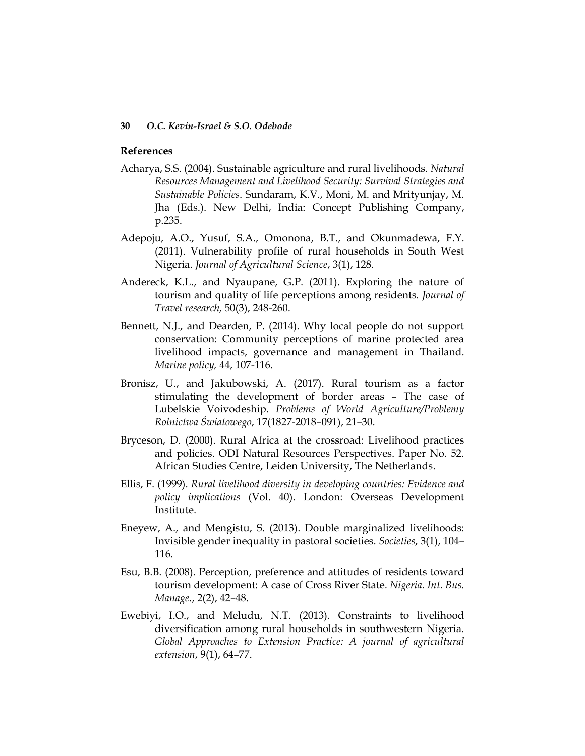## References

Acharya, S.S. (2004). Sustainable agriculture and rural livelihoods. *Natural Resources Management and Livelihood Security: Survival Strategies and Sustainable Policies*. Sundaram, K.V., Moni, M. and Mrityunjay, M. Jha (Eds.). New Delhi, India: Concept Publishing Company, p.235.

Adepoju, A.O., Yusuf, S.A., Omonona, B.T., and Okunmadewa, F.Y. (2011). Vulnerability profile of rural households in South West Nigeria. *Journal of Agricultural Science*, 3(1), 128.

Andereck, K.L., and Nyaupane, G.P. (2011). Exploring the nature of tourism and quality of life perceptions among residents. *Journal of Travel research,* 50(3), 248-260.

Bennett, N.J., and Dearden, P. (2014). Why local people do not support conservation: Community perceptions of marine protected area livelihood impacts, governance and management in Thailand. *Marine policy,* 44, 107-116.

Bronisz, U., and Jakubowski, A. (2017). Rural tourism as a factor stimulating the development of border areas – The case of Lubelskie Voivodeship. *Problems of World Agriculture/Problemy Rolnictwa Światowego*, 17(1827-2018–091), 21–30.

Bryceson, D. (2000). Rural Africa at the crossroad: Livelihood practices and policies. ODI Natural Resources Perspectives. Paper No. 52. African Studies Centre, Leiden University, The Netherlands.

Ellis, F. (1999). *Rural livelihood diversity in developing countries: Evidence and policy implications* (Vol. 40). London: Overseas Development Institute.

Eneyew, A., and Mengistu, S. (2013). Double marginalized livelihoods: Invisible gender inequality in pastoral societies. *Societies*, 3(1), 104–116.

Esu, B.B. (2008). Perception, preference and attitudes of residents toward tourism development: A case of Cross River State. *Nigeria. Int. Bus. Manage.*, 2(2), 42–48.

Ewebiyi, I.O., and Meludu, N.T. (2013). Constraints to livelihood diversification among rural households in southwestern Nigeria. *Global Approaches to Extension Practice: A journal of agricultural extension*, 9(1), 64–77.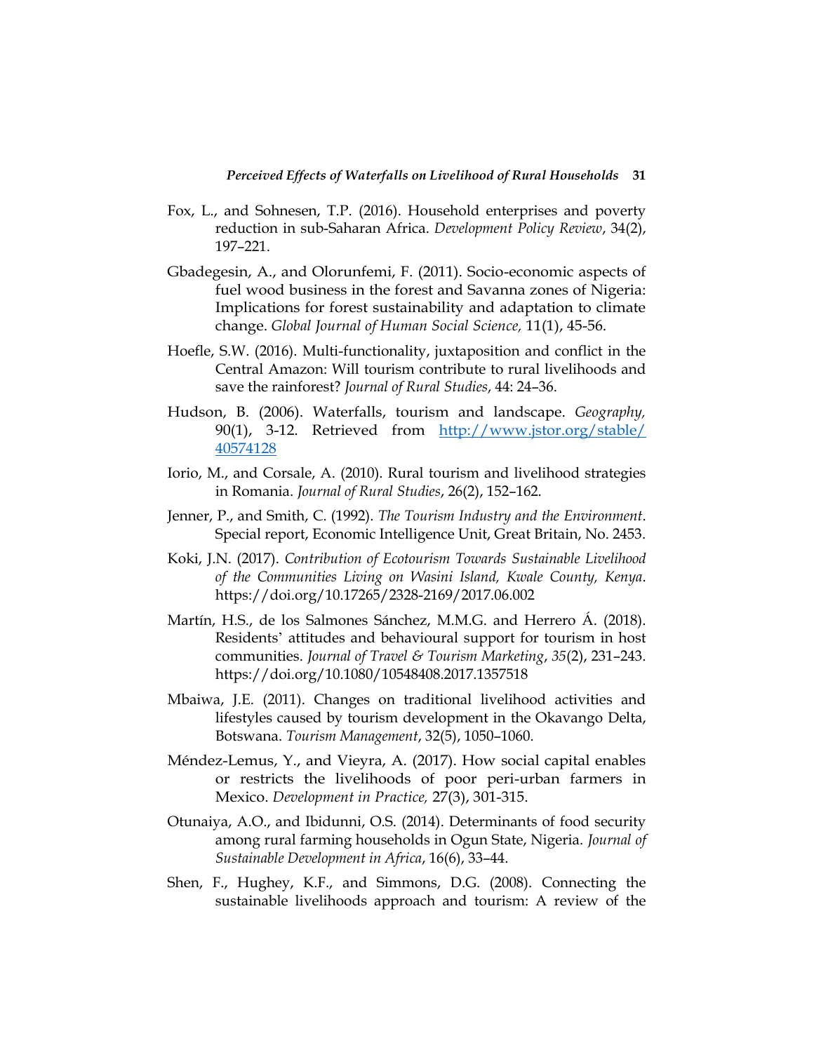Fox, L., and Sohnesen, T.P. (2016). Household enterprises and poverty reduction in sub-Saharan Africa. *Development Policy Review*, 34(2), 197–221.

Gbadegesin, A., and Olorunfemi, F. (2011). Socio-economic aspects of fuel wood business in the forest and Savanna zones of Nigeria: Implications for forest sustainability and adaptation to climate change. *Global Journal of Human Social Science,* 11(1), 45-56.

Hoefle, S.W. (2016). Multi-functionality, juxtaposition and conflict in the Central Amazon: Will tourism contribute to rural livelihoods and save the rainforest? *Journal of Rural Studies*, 44: 24–36.

Hudson, B. (2006). Waterfalls, tourism and landscape. *Geography,* 90(1), 3-12. Retrieved from http://www.jstor.org/stable/40574128

Iorio, M., and Corsale, A. (2010). Rural tourism and livelihood strategies in Romania. *Journal of Rural Studies*, 26(2), 152–162.

Jenner, P., and Smith, C. (1992). *The Tourism Industry and the Environment*. Special report, Economic Intelligence Unit, Great Britain, No. 2453.

Koki, J.N. (2017). *Contribution of Ecotourism Towards Sustainable Livelihood of the Communities Living on Wasini Island, Kwale County, Kenya*. https://doi.org/10.17265/2328-2169/2017.06.002

Martín, H.S., de los Salmones Sánchez, M.M.G. and Herrero Á. (2018). Residents' attitudes and behavioural support for tourism in host communities. *Journal of Travel & Tourism Marketing*, *35*(2), 231–243. https://doi.org/10.1080/10548408.2017.1357518

Mbaiwa, J.E. (2011). Changes on traditional livelihood activities and lifestyles caused by tourism development in the Okavango Delta, Botswana. *Tourism Management*, 32(5), 1050–1060.

Méndez-Lemus, Y., and Vieyra, A. (2017). How social capital enables or restricts the livelihoods of poor peri-urban farmers in Mexico. *Development in Practice,* 27(3), 301-315.

Otunaiya, A.O., and Ibidunni, O.S. (2014). Determinants of food security among rural farming households in Ogun State, Nigeria. *Journal of Sustainable Development in Africa*, 16(6), 33–44.

Shen, F., Hughey, K.F., and Simmons, D.G. (2008). Connecting the sustainable livelihoods approach and tourism: A review of the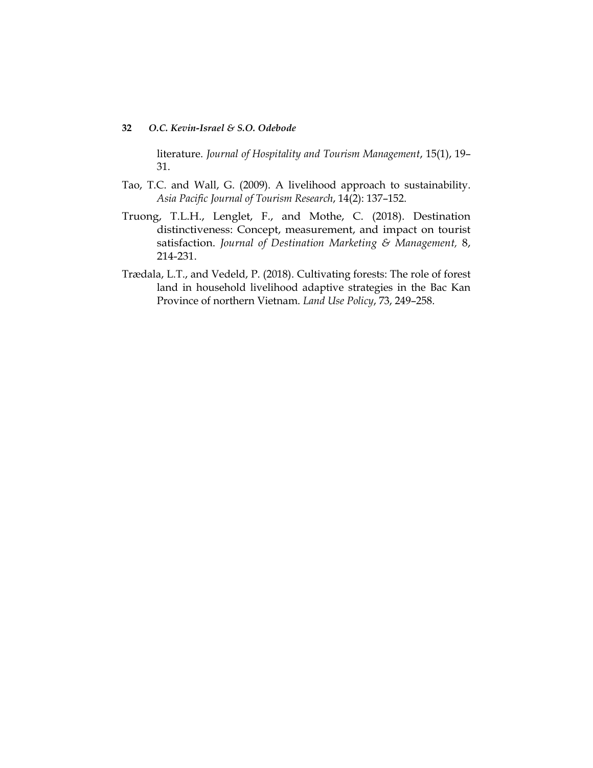literature. *Journal of Hospitality and Tourism Management*, 15(1), 19–31.

Tao, T.C. and Wall, G. (2009). A livelihood approach to sustainability. *Asia Pacific Journal of Tourism Research*, 14(2): 137–152.

Truong, T.L.H., Lenglet, F., and Mothe, C. (2018). Destination distinctiveness: Concept, measurement, and impact on tourist satisfaction. *Journal of Destination Marketing & Management,* 8, 214-231.

Trædala, L.T., and Vedeld, P. (2018). Cultivating forests: The role of forest land in household livelihood adaptive strategies in the Bac Kan Province of northern Vietnam. *Land Use Policy*, 73, 249–258.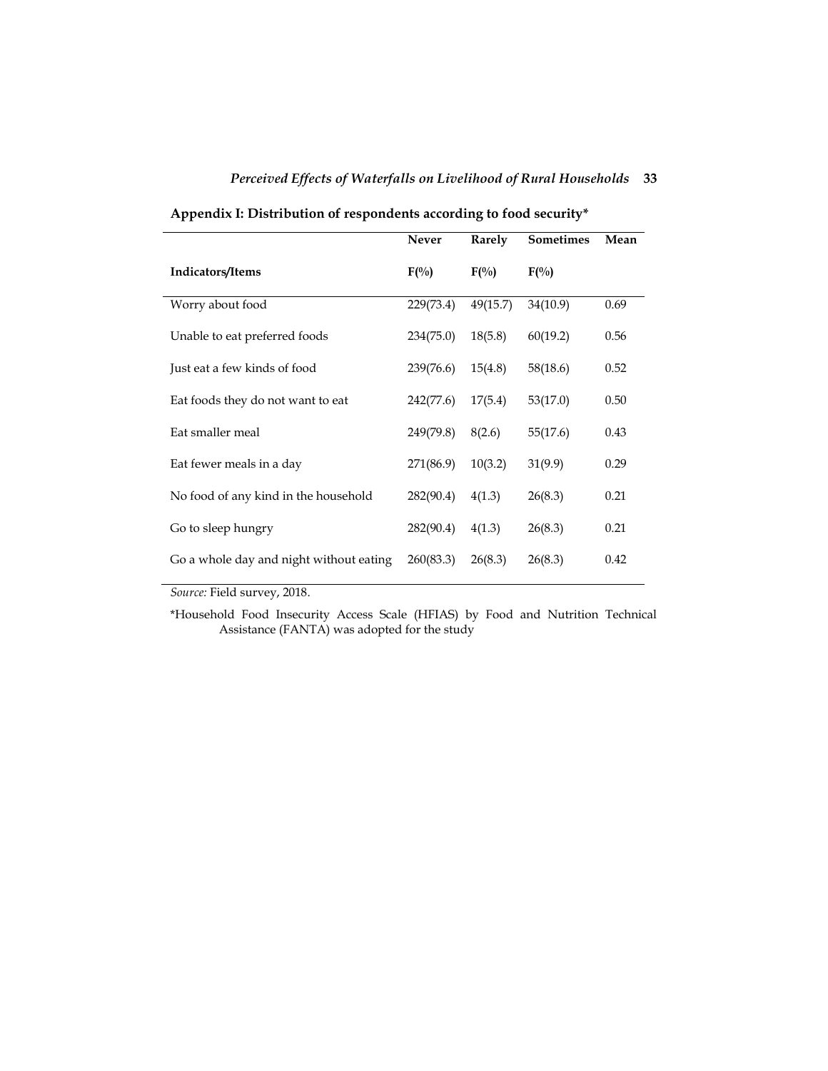**Appendix I: Distribution of respondents according to food security***

| Indicators/Items | Never F(%) | Rarely F(%) | Sometimes F(%) | Mean |
|---|---|---|---|---|
| Worry about food | 229(73.4) | 49(15.7) | 34(10.9) | 0.69 |
| Unable to eat preferred foods | 234(75.0) | 18(5.8) | 60(19.2) | 0.56 |
| Just eat a few kinds of food | 239(76.6) | 15(4.8) | 58(18.6) | 0.52 |
| Eat foods they do not want to eat | 242(77.6) | 17(5.4) | 53(17.0) | 0.50 |
| Eat smaller meal | 249(79.8) | 8(2.6) | 55(17.6) | 0.43 |
| Eat fewer meals in a day | 271(86.9) | 10(3.2) | 31(9.9) | 0.29 |
| No food of any kind in the household | 282(90.4) | 4(1.3) | 26(8.3) | 0.21 |
| Go to sleep hungry | 282(90.4) | 4(1.3) | 26(8.3) | 0.21 |
| Go a whole day and night without eating | 260(83.3) | 26(8.3) | 26(8.3) | 0.42 |

*Source:* Field survey, 2018.

*Household Food Insecurity Access Scale (HFIAS) by Food and Nutrition Technical Assistance (FANTA) was adopted for the study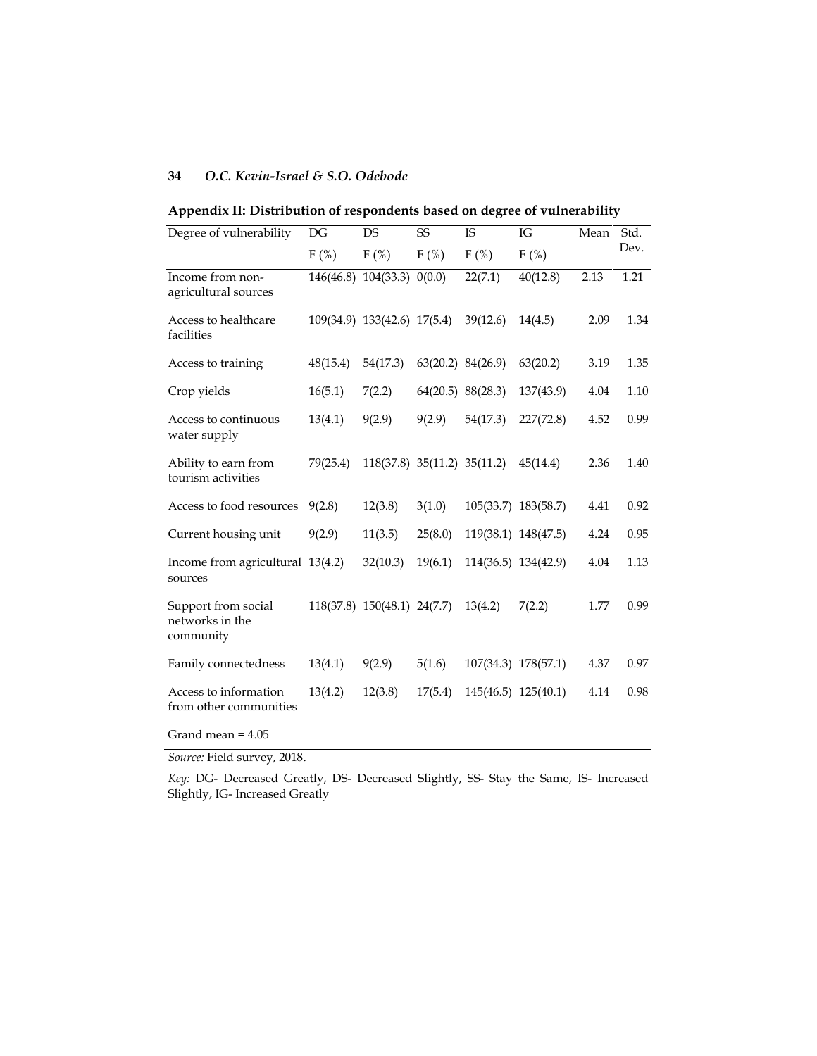## Appendix II: Distribution of respondents based on degree of vulnerability

| Degree of vulnerability | DG F (%) | DS F (%) | SS F (%) | IS F (%) | IG F (%) | Mean | Std. Dev. |
|---|---|---|---|---|---|---|---|
| Income from non-agricultural sources | 146(46.8) | 104(33.3) | 0(0.0) | 22(7.1) | 40(12.8) | 2.13 | 1.21 |
| Access to healthcare facilities | 109(34.9) | 133(42.6) | 17(5.4) | 39(12.6) | 14(4.5) | 2.09 | 1.34 |
| Access to training | 48(15.4) | 54(17.3) | 63(20.2) | 84(26.9) | 63(20.2) | 3.19 | 1.35 |
| Crop yields | 16(5.1) | 7(2.2) | 64(20.5) | 88(28.3) | 137(43.9) | 4.04 | 1.10 |
| Access to continuous water supply | 13(4.1) | 9(2.9) | 9(2.9) | 54(17.3) | 227(72.8) | 4.52 | 0.99 |
| Ability to earn from tourism activities | 79(25.4) | 118(37.8) | 35(11.2) | 35(11.2) | 45(14.4) | 2.36 | 1.40 |
| Access to food resources | 9(2.8) | 12(3.8) | 3(1.0) | 105(33.7) | 183(58.7) | 4.41 | 0.92 |
| Current housing unit | 9(2.9) | 11(3.5) | 25(8.0) | 119(38.1) | 148(47.5) | 4.24 | 0.95 |
| Income from agricultural sources | 13(4.2) | 32(10.3) | 19(6.1) | 114(36.5) | 134(42.9) | 4.04 | 1.13 |
| Support from social networks in the community | 118(37.8) | 150(48.1) | 24(7.7) | 13(4.2) | 7(2.2) | 1.77 | 0.99 |
| Family connectedness | 13(4.1) | 9(2.9) | 5(1.6) | 107(34.3) | 178(57.1) | 4.37 | 0.97 |
| Access to information from other communities | 13(4.2) | 12(3.8) | 17(5.4) | 145(46.5) | 125(40.1) | 4.14 | 0.98 |
| Grand mean = 4.05 | | | | | | | |

*Source:* Field survey, 2018.

*Key:* DG- Decreased Greatly, DS- Decreased Slightly, SS- Stay the Same, IS- Increased Slightly, IG- Increased Greatly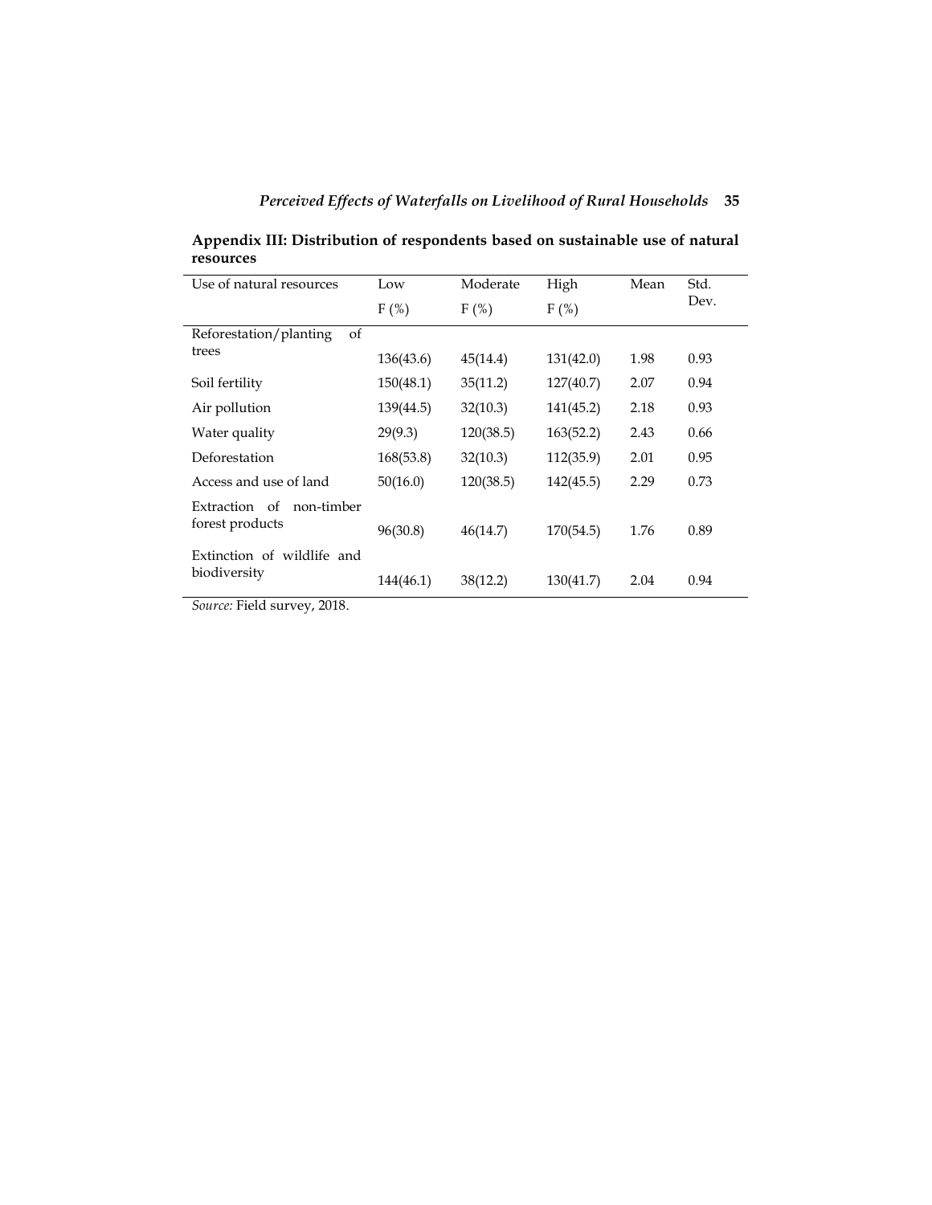**Appendix III: Distribution of respondents based on sustainable use of natural resources**

| Use of natural resources | Low F (%) | Moderate F (%) | High F (%) | Mean | Std. Dev. |
|---|---|---|---|---|---|
| Reforestation/planting of trees | 136(43.6) | 45(14.4) | 131(42.0) | 1.98 | 0.93 |
| Soil fertility | 150(48.1) | 35(11.2) | 127(40.7) | 2.07 | 0.94 |
| Air pollution | 139(44.5) | 32(10.3) | 141(45.2) | 2.18 | 0.93 |
| Water quality | 29(9.3) | 120(38.5) | 163(52.2) | 2.43 | 0.66 |
| Deforestation | 168(53.8) | 32(10.3) | 112(35.9) | 2.01 | 0.95 |
| Access and use of land | 50(16.0) | 120(38.5) | 142(45.5) | 2.29 | 0.73 |
| Extraction of non-timber forest products | 96(30.8) | 46(14.7) | 170(54.5) | 1.76 | 0.89 |
| Extinction of wildlife and biodiversity | 144(46.1) | 38(12.2) | 130(41.7) | 2.04 | 0.94 |

*Source:* Field survey, 2018.